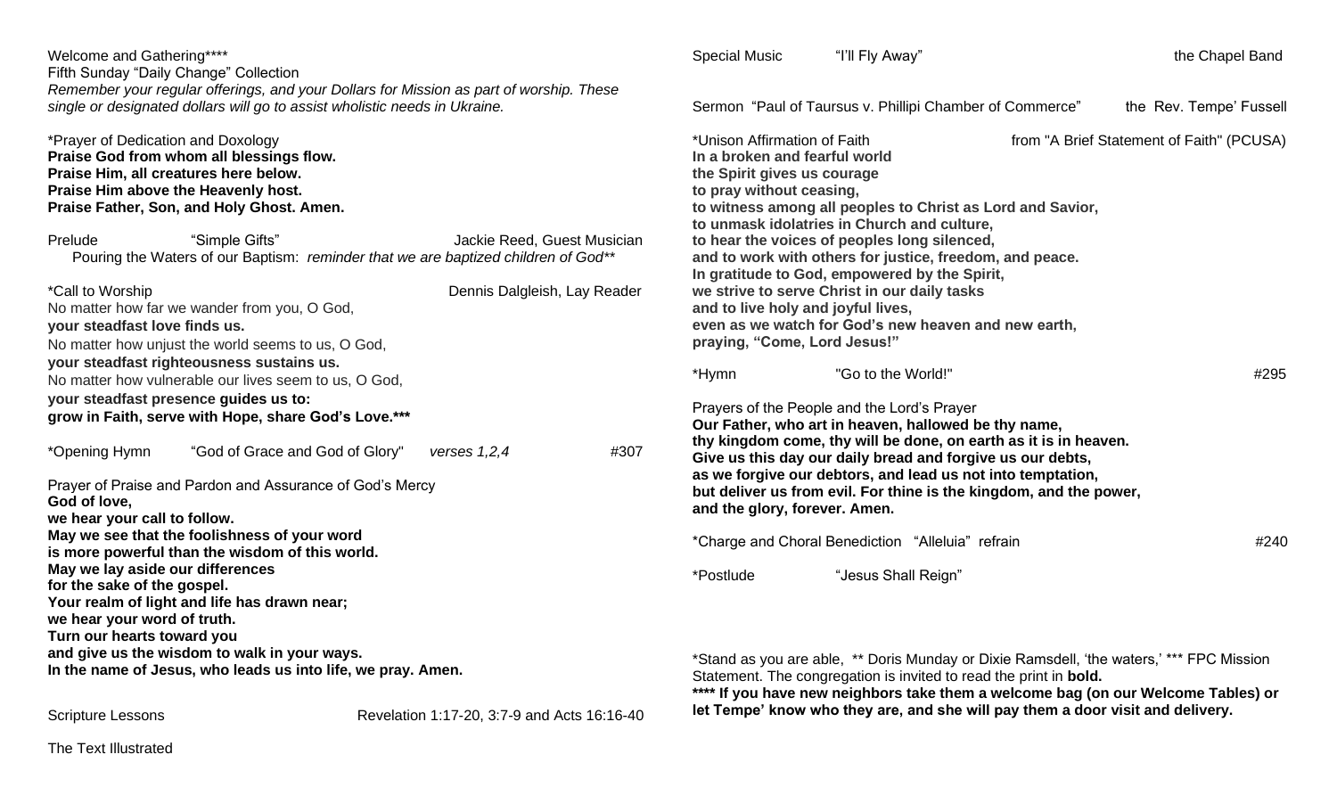Welcome and Gathering****
Fifth Sunday "Daily Change" Collection
*Remember your regular offerings, and your Dollars for Mission as part of worship. These single or designated dollars will go to assist wholistic needs in Ukraine.*

*Prayer of Dedication and Doxology
**Praise God from whom all blessings flow.**
**Praise Him, all creatures here below.**
**Praise Him above the Heavenly host.**
**Praise Father, Son, and Holy Ghost. Amen.**

Prelude "Simple Gifts" Jackie Reed, Guest Musician
Pouring the Waters of our Baptism: *reminder that we are baptized children of God***

*Call to Worship Dennis Dalgleish, Lay Reader
No matter how far we wander from you, O God,
**your steadfast love finds us.**
No matter how unjust the world seems to us, O God,
**your steadfast righteousness sustains us.**
No matter how vulnerable our lives seem to us, O God,
**your steadfast presence guides us to:**
**grow in Faith, serve with Hope, share God's Love.*****

*Opening Hymn "God of Grace and God of Glory" *verses 1,2,4* #307

Prayer of Praise and Pardon and Assurance of God's Mercy
**God of love,**
**we hear your call to follow.**
**May we see that the foolishness of your word**
**is more powerful than the wisdom of this world.**
**May we lay aside our differences**
**for the sake of the gospel.**
**Your realm of light and life has drawn near;**
**we hear your word of truth.**
**Turn our hearts toward you**
**and give us the wisdom to walk in your ways.**
**In the name of Jesus, who leads us into life, we pray. Amen.**

Scripture Lessons Revelation 1:17-20, 3:7-9 and Acts 16:16-40

The Text Illustrated

Special Music "I'll Fly Away" the Chapel Band

Sermon "Paul of Taursus v. Phillipi Chamber of Commerce" the Rev. Tempe' Fussell

*Unison Affirmation of Faith from "A Brief Statement of Faith" (PCUSA)
**In a broken and fearful world**
**the Spirit gives us courage**
**to pray without ceasing,**
**to witness among all peoples to Christ as Lord and Savior,**
**to unmask idolatries in Church and culture,**
**to hear the voices of peoples long silenced,**
**and to work with others for justice, freedom, and peace.**
**In gratitude to God, empowered by the Spirit,**
**we strive to serve Christ in our daily tasks**
**and to live holy and joyful lives,**
**even as we watch for God's new heaven and new earth,**
**praying, "Come, Lord Jesus!"**

*Hymn "Go to the World!" #295

Prayers of the People and the Lord's Prayer
**Our Father, who art in heaven, hallowed be thy name,**
**thy kingdom come, thy will be done, on earth as it is in heaven.**
**Give us this day our daily bread and forgive us our debts,**
**as we forgive our debtors, and lead us not into temptation,**
**but deliver us from evil. For thine is the kingdom, and the power,**
**and the glory, forever. Amen.**

*Charge and Choral Benediction "Alleluia" refrain #240

*Postlude "Jesus Shall Reign"

*Stand as you are able, ** Doris Munday or Dixie Ramsdell, 'the waters,' *** FPC Mission Statement. The congregation is invited to read the print in **bold.**
**\*\*\*\* If you have new neighbors take them a welcome bag (on our Welcome Tables) or let Tempe' know who they are, and she will pay them a door visit and delivery.**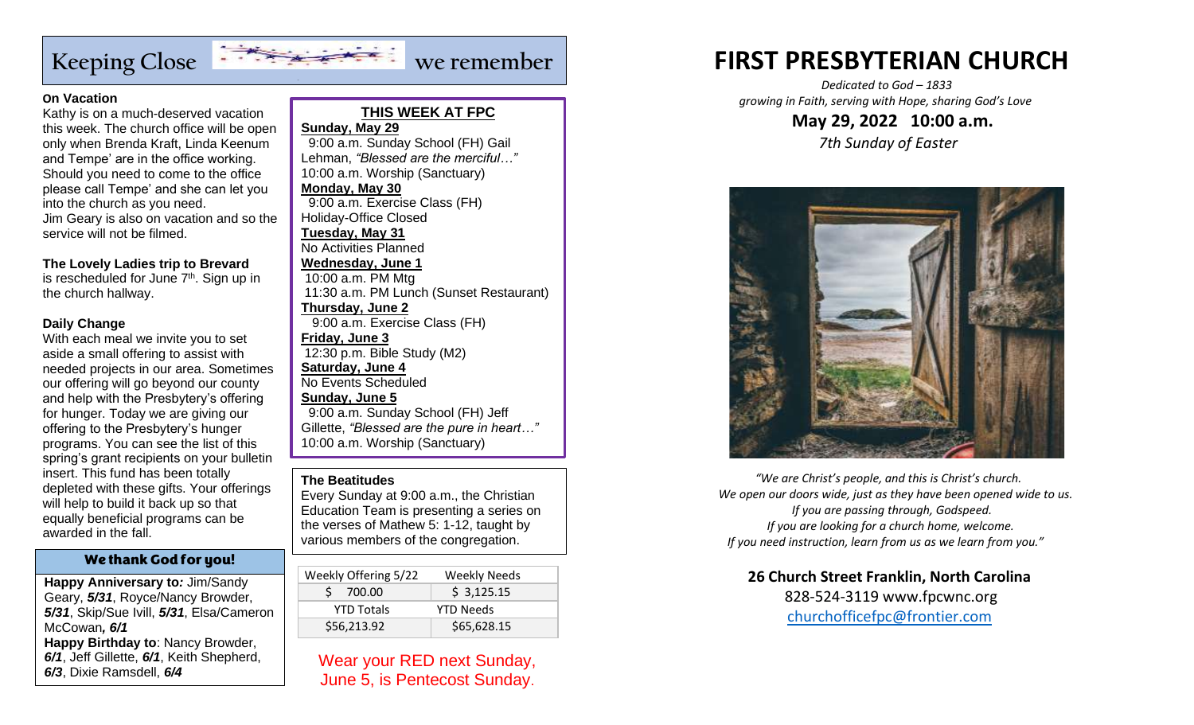# Keeping Close — we remember

**On Vacation**

Kathy is on a much-deserved vacation this week. The church office will be open only when Brenda Kraft, Linda Keenum and Tempe' are in the office working. Should you need to come to the office please call Tempe' and she can let you into the church as you need.

Jim Geary is also on vacation and so the service will not be filmed.

**The Lovely Ladies trip to Brevard** is rescheduled for June 7th. Sign up in the church hallway.

**Daily Change**

With each meal we invite you to set aside a small offering to assist with needed projects in our area. Sometimes our offering will go beyond our county and help with the Presbytery's offering for hunger. Today we are giving our offering to the Presbytery's hunger programs. You can see the list of this spring's grant recipients on your bulletin insert. This fund has been totally depleted with these gifts. Your offerings will help to build it back up so that equally beneficial programs can be awarded in the fall.

### We thank God for you!

**Happy Anniversary to:** Jim/Sandy Geary, ***5/31***, Royce/Nancy Browder, ***5/31***, Skip/Sue Ivill, ***5/31***, Elsa/Cameron McCowan, ***6/1***

**Happy Birthday to**: Nancy Browder, ***6/1***, Jeff Gillette, ***6/1***, Keith Shepherd, ***6/3***, Dixie Ramsdell, ***6/4***

## THIS WEEK AT FPC

**Sunday, May 29**
9:00 a.m. Sunday School (FH) Gail Lehman, *"Blessed are the merciful…"*
10:00 a.m. Worship (Sanctuary)

**Monday, May 30**
9:00 a.m. Exercise Class (FH)
Holiday-Office Closed

**Tuesday, May 31**
No Activities Planned

**Wednesday, June 1**
10:00 a.m. PM Mtg
11:30 a.m. PM Lunch (Sunset Restaurant)

**Thursday, June 2**
9:00 a.m. Exercise Class (FH)

**Friday, June 3**
12:30 p.m. Bible Study (M2)

**Saturday, June 4**
No Events Scheduled

**Sunday, June 5**
9:00 a.m. Sunday School (FH) Jeff Gillette, *"Blessed are the pure in heart…"*
10:00 a.m. Worship (Sanctuary)

**The Beatitudes**

Every Sunday at 9:00 a.m., the Christian Education Team is presenting a series on the verses of Mathew 5: 1-12, taught by various members of the congregation.

| Weekly Offering 5/22 | Weekly Needs |
|---|---|
| $ 700.00 | $ 3,125.15 |
| YTD Totals | YTD Needs |
| $56,213.92 | $65,628.15 |

Wear your RED next Sunday, June 5, is Pentecost Sunday.

# FIRST PRESBYTERIAN CHURCH

*Dedicated to God – 1833*
*growing in Faith, serving with Hope, sharing God's Love*

**May 29, 2022 10:00 a.m.**

*7th Sunday of Easter*

*"We are Christ's people, and this is Christ's church.*
*We open our doors wide, just as they have been opened wide to us.*
*If you are passing through, Godspeed.*
*If you are looking for a church home, welcome.*
*If you need instruction, learn from us as we learn from you."*

**26 Church Street Franklin, North Carolina**
828-524-3119 www.fpcwnc.org
churchofficefpc@frontier.com